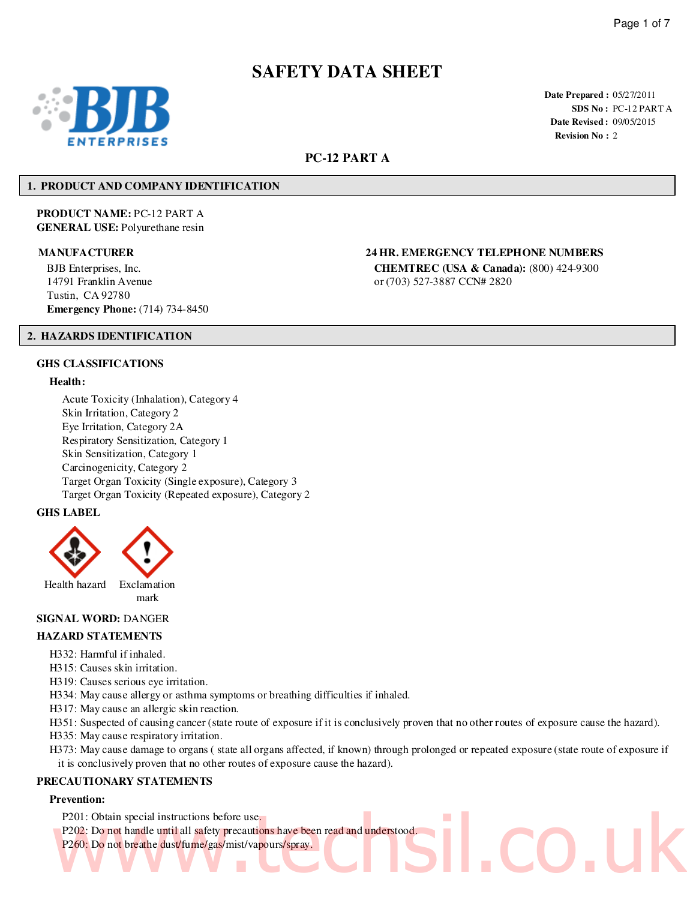# SAFETY DATA SHEET

**Date Prepared :** 05/27/2011
**SDS No :** PC-12 PART A
**Date Revised :** 09/05/2015
**Revision No :** 2

## PC-12 PART A

## 1. PRODUCT AND COMPANY IDENTIFICATION

**PRODUCT NAME:** PC-12 PART A
**GENERAL USE:** Polyurethane resin

**MANUFACTURER**

BJB Enterprises, Inc.
14791 Franklin Avenue
Tustin, CA 92780
**Emergency Phone:** (714) 734-8450

**24 HR. EMERGENCY TELEPHONE NUMBERS**

**CHEMTREC (USA & Canada):** (800) 424-9300
or (703) 527-3887 CCN# 2820

## 2. HAZARDS IDENTIFICATION

### GHS CLASSIFICATIONS

**Health:**

Acute Toxicity (Inhalation), Category 4
Skin Irritation, Category 2
Eye Irritation, Category 2A
Respiratory Sensitization, Category 1
Skin Sensitization, Category 1
Carcinogenicity, Category 2
Target Organ Toxicity (Single exposure), Category 3
Target Organ Toxicity (Repeated exposure), Category 2

### GHS LABEL

Health hazard    Exclamation mark

**SIGNAL WORD:** DANGER

### HAZARD STATEMENTS

H332: Harmful if inhaled.
H315: Causes skin irritation.
H319: Causes serious eye irritation.
H334: May cause allergy or asthma symptoms or breathing difficulties if inhaled.
H317: May cause an allergic skin reaction.
H351: Suspected of causing cancer (state route of exposure if it is conclusively proven that no other routes of exposure cause the hazard).
H335: May cause respiratory irritation.
H373: May cause damage to organs ( state all organs affected, if known) through prolonged or repeated exposure (state route of exposure if it is conclusively proven that no other routes of exposure cause the hazard).

### PRECAUTIONARY STATEMENTS

**Prevention:**

P201: Obtain special instructions before use.
P202: Do not handle until all safety precautions have been read and understood.
P260: Do not breathe dust/fume/gas/mist/vapours/spray.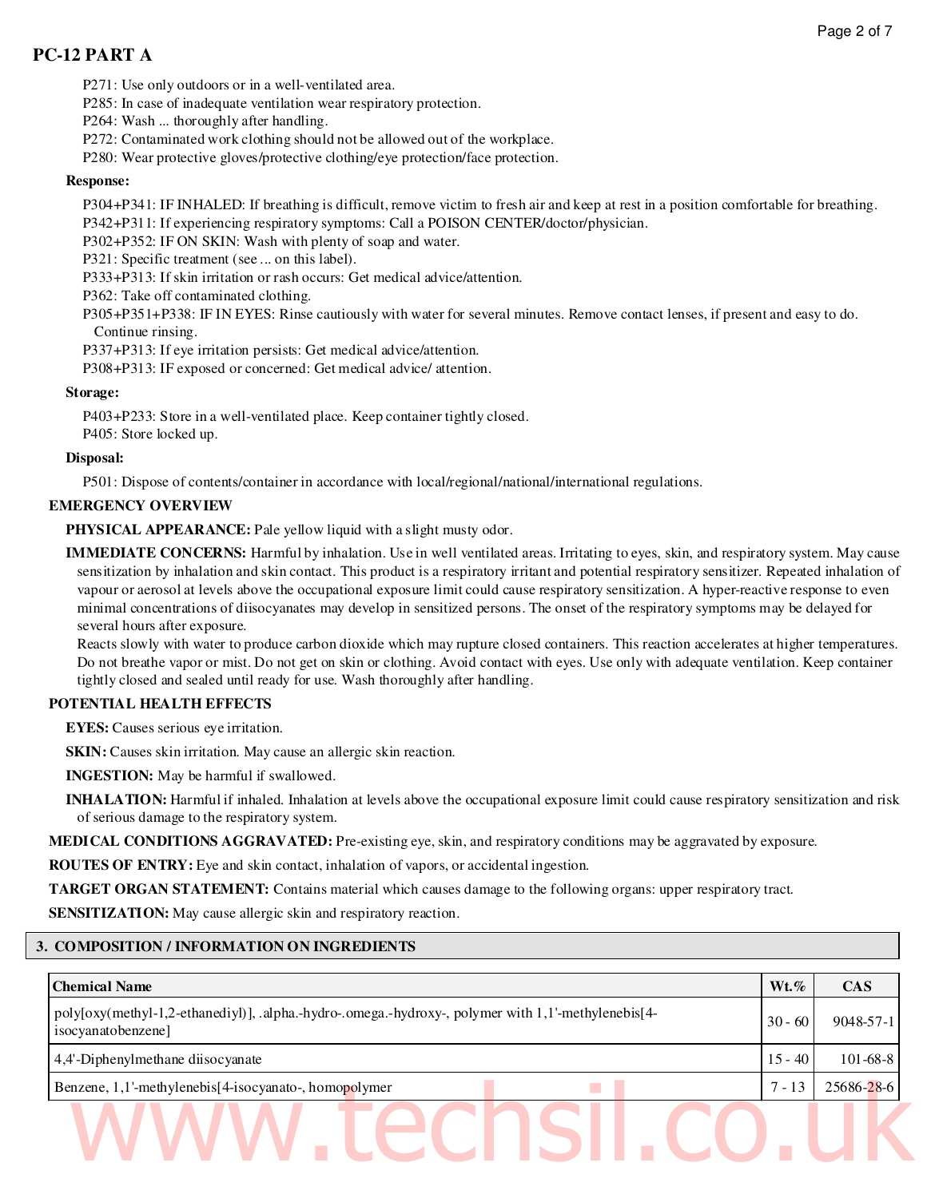P271: Use only outdoors or in a well-ventilated area.
P285: In case of inadequate ventilation wear respiratory protection.
P264: Wash ... thoroughly after handling.
P272: Contaminated work clothing should not be allowed out of the workplace.
P280: Wear protective gloves/protective clothing/eye protection/face protection.

**Response:**

P304+P341: IF INHALED: If breathing is difficult, remove victim to fresh air and keep at rest in a position comfortable for breathing.
P342+P311: If experiencing respiratory symptoms: Call a POISON CENTER/doctor/physician.
P302+P352: IF ON SKIN: Wash with plenty of soap and water.
P321: Specific treatment (see ... on this label).
P333+P313: If skin irritation or rash occurs: Get medical advice/attention.
P362: Take off contaminated clothing.
P305+P351+P338: IF IN EYES: Rinse cautiously with water for several minutes. Remove contact lenses, if present and easy to do. Continue rinsing.
P337+P313: If eye irritation persists: Get medical advice/attention.
P308+P313: IF exposed or concerned: Get medical advice/ attention.

**Storage:**

P403+P233: Store in a well-ventilated place. Keep container tightly closed.
P405: Store locked up.

**Disposal:**

P501: Dispose of contents/container in accordance with local/regional/national/international regulations.

**EMERGENCY OVERVIEW**

**PHYSICAL APPEARANCE:** Pale yellow liquid with a slight musty odor.

**IMMEDIATE CONCERNS:** Harmful by inhalation. Use in well ventilated areas. Irritating to eyes, skin, and respiratory system. May cause sensitization by inhalation and skin contact. This product is a respiratory irritant and potential respiratory sensitizer. Repeated inhalation of vapour or aerosol at levels above the occupational exposure limit could cause respiratory sensitization. A hyper-reactive response to even minimal concentrations of diisocyanates may develop in sensitized persons. The onset of the respiratory symptoms may be delayed for several hours after exposure.
Reacts slowly with water to produce carbon dioxide which may rupture closed containers. This reaction accelerates at higher temperatures. Do not breathe vapor or mist. Do not get on skin or clothing. Avoid contact with eyes. Use only with adequate ventilation. Keep container tightly closed and sealed until ready for use. Wash thoroughly after handling.

**POTENTIAL HEALTH EFFECTS**

**EYES:** Causes serious eye irritation.

**SKIN:** Causes skin irritation. May cause an allergic skin reaction.

**INGESTION:** May be harmful if swallowed.

**INHALATION:** Harmful if inhaled. Inhalation at levels above the occupational exposure limit could cause respiratory sensitization and risk of serious damage to the respiratory system.

**MEDICAL CONDITIONS AGGRAVATED:** Pre-existing eye, skin, and respiratory conditions may be aggravated by exposure.

**ROUTES OF ENTRY:** Eye and skin contact, inhalation of vapors, or accidental ingestion.

**TARGET ORGAN STATEMENT:** Contains material which causes damage to the following organs: upper respiratory tract.

**SENSITIZATION:** May cause allergic skin and respiratory reaction.

## 3. COMPOSITION / INFORMATION ON INGREDIENTS

| Chemical Name | Wt.% | CAS |
|---|---|---|
| poly[oxy(methyl-1,2-ethanediyl)], .alpha.-hydro-.omega.-hydroxy-, polymer with 1,1'-methylenebis[4-isocyanatobenzene] | 30 - 60 | 9048-57-1 |
| 4,4'-Diphenylmethane diisocyanate | 15 - 40 | 101-68-8 |
| Benzene, 1,1'-methylenebis[4-isocyanato-, homopolymer | 7 - 13 | 25686-28-6 |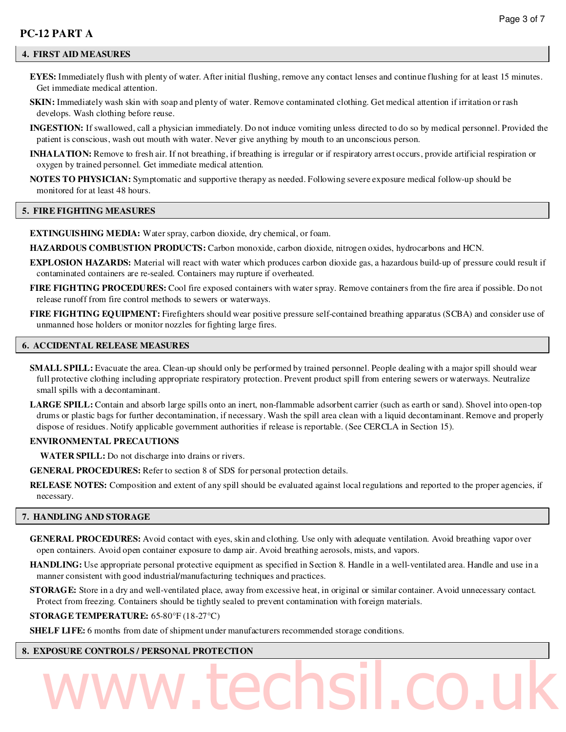# PC-12 PART A

## 4. FIRST AID MEASURES

**EYES:** Immediately flush with plenty of water. After initial flushing, remove any contact lenses and continue flushing for at least 15 minutes. Get immediate medical attention.

**SKIN:** Immediately wash skin with soap and plenty of water. Remove contaminated clothing. Get medical attention if irritation or rash develops. Wash clothing before reuse.

**INGESTION:** If swallowed, call a physician immediately. Do not induce vomiting unless directed to do so by medical personnel. Provided the patient is conscious, wash out mouth with water. Never give anything by mouth to an unconscious person.

**INHALATION:** Remove to fresh air. If not breathing, if breathing is irregular or if respiratory arrest occurs, provide artificial respiration or oxygen by trained personnel. Get immediate medical attention.

**NOTES TO PHYSICIAN:** Symptomatic and supportive therapy as needed. Following severe exposure medical follow-up should be monitored for at least 48 hours.

## 5. FIRE FIGHTING MEASURES

**EXTINGUISHING MEDIA:** Water spray, carbon dioxide, dry chemical, or foam.

**HAZARDOUS COMBUSTION PRODUCTS:** Carbon monoxide, carbon dioxide, nitrogen oxides, hydrocarbons and HCN.

**EXPLOSION HAZARDS:** Material will react with water which produces carbon dioxide gas, a hazardous build-up of pressure could result if contaminated containers are re-sealed. Containers may rupture if overheated.

**FIRE FIGHTING PROCEDURES:** Cool fire exposed containers with water spray. Remove containers from the fire area if possible. Do not release runoff from fire control methods to sewers or waterways.

**FIRE FIGHTING EQUIPMENT:** Firefighters should wear positive pressure self-contained breathing apparatus (SCBA) and consider use of unmanned hose holders or monitor nozzles for fighting large fires.

## 6. ACCIDENTAL RELEASE MEASURES

**SMALL SPILL:** Evacuate the area. Clean-up should only be performed by trained personnel. People dealing with a major spill should wear full protective clothing including appropriate respiratory protection. Prevent product spill from entering sewers or waterways. Neutralize small spills with a decontaminant.

**LARGE SPILL:** Contain and absorb large spills onto an inert, non-flammable adsorbent carrier (such as earth or sand). Shovel into open-top drums or plastic bags for further decontamination, if necessary. Wash the spill area clean with a liquid decontaminant. Remove and properly dispose of residues. Notify applicable government authorities if release is reportable. (See CERCLA in Section 15).

**ENVIRONMENTAL PRECAUTIONS**

**WATER SPILL:** Do not discharge into drains or rivers.

**GENERAL PROCEDURES:** Refer to section 8 of SDS for personal protection details.

**RELEASE NOTES:** Composition and extent of any spill should be evaluated against local regulations and reported to the proper agencies, if necessary.

## 7. HANDLING AND STORAGE

**GENERAL PROCEDURES:** Avoid contact with eyes, skin and clothing. Use only with adequate ventilation. Avoid breathing vapor over open containers. Avoid open container exposure to damp air. Avoid breathing aerosols, mists, and vapors.

**HANDLING:** Use appropriate personal protective equipment as specified in Section 8. Handle in a well-ventilated area. Handle and use in a manner consistent with good industrial/manufacturing techniques and practices.

**STORAGE:** Store in a dry and well-ventilated place, away from excessive heat, in original or similar container. Avoid unnecessary contact. Protect from freezing. Containers should be tightly sealed to prevent contamination with foreign materials.

**STORAGE TEMPERATURE:** 65-80°F (18-27°C)

**SHELF LIFE:** 6 months from date of shipment under manufacturers recommended storage conditions.

## 8. EXPOSURE CONTROLS / PERSONAL PROTECTION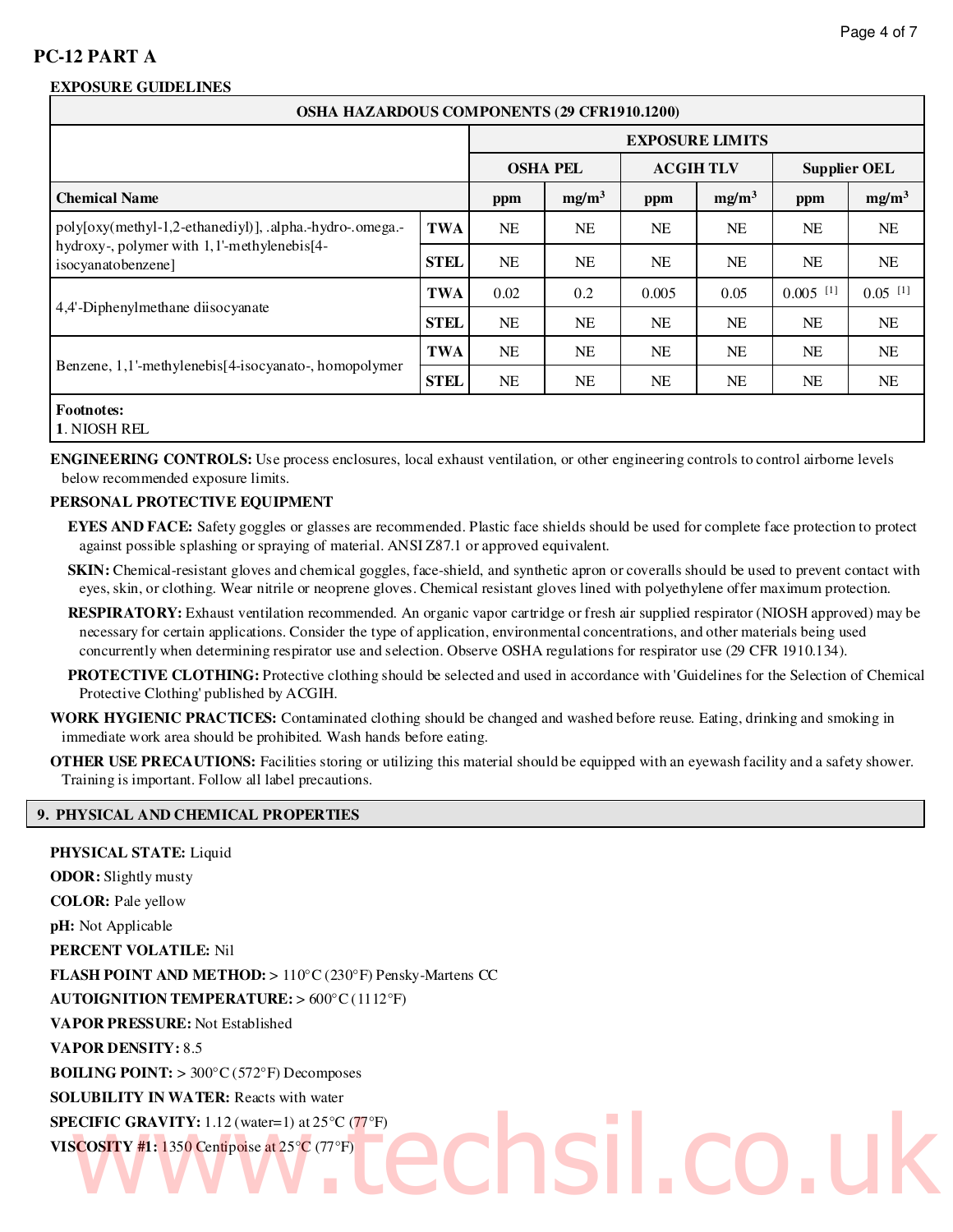## PC-12 PART A

### EXPOSURE GUIDELINES

| OSHA HAZARDOUS COMPONENTS (29 CFR1910.1200) | | | | | | | | |
|---|---|---|---|---|---|---|---|---|
| | | EXPOSURE LIMITS | | | | | |
| | | OSHA PEL | | ACGIH TLV | | Supplier OEL | |
| **Chemical Name** | | **ppm** | **mg/m$^3$** | **ppm** | **mg/m$^3$** | **ppm** | **mg/m$^3$** |
| poly[oxy(methyl-1,2-ethanediyl)], .alpha.-hydro-.omega.-hydroxy-, polymer with 1,1'-methylenebis[4-isocyanatobenzene] | **TWA** | NE | NE | NE | NE | NE | NE |
| | **STEL** | NE | NE | NE | NE | NE | NE |
| 4,4'-Diphenylmethane diisocyanate | **TWA** | 0.02 | 0.2 | 0.005 | 0.05 | 0.005 [1] | 0.05 [1] |
| | **STEL** | NE | NE | NE | NE | NE | NE |
| Benzene, 1,1'-methylenebis[4-isocyanato-, homopolymer | **TWA** | NE | NE | NE | NE | NE | NE |
| | **STEL** | NE | NE | NE | NE | NE | NE |

**Footnotes:**
**1**. NIOSH REL

**ENGINEERING CONTROLS:** Use process enclosures, local exhaust ventilation, or other engineering controls to control airborne levels below recommended exposure limits.

**PERSONAL PROTECTIVE EQUIPMENT**

**EYES AND FACE:** Safety goggles or glasses are recommended. Plastic face shields should be used for complete face protection to protect against possible splashing or spraying of material. ANSI Z87.1 or approved equivalent.

**SKIN:** Chemical-resistant gloves and chemical goggles, face-shield, and synthetic apron or coveralls should be used to prevent contact with eyes, skin, or clothing. Wear nitrile or neoprene gloves. Chemical resistant gloves lined with polyethylene offer maximum protection.

**RESPIRATORY:** Exhaust ventilation recommended. An organic vapor cartridge or fresh air supplied respirator (NIOSH approved) may be necessary for certain applications. Consider the type of application, environmental concentrations, and other materials being used concurrently when determining respirator use and selection. Observe OSHA regulations for respirator use (29 CFR 1910.134).

**PROTECTIVE CLOTHING:** Protective clothing should be selected and used in accordance with 'Guidelines for the Selection of Chemical Protective Clothing' published by ACGIH.

**WORK HYGIENIC PRACTICES:** Contaminated clothing should be changed and washed before reuse. Eating, drinking and smoking in immediate work area should be prohibited. Wash hands before eating.

**OTHER USE PRECAUTIONS:** Facilities storing or utilizing this material should be equipped with an eyewash facility and a safety shower. Training is important. Follow all label precautions.

## 9. PHYSICAL AND CHEMICAL PROPERTIES

**PHYSICAL STATE:** Liquid

**ODOR:** Slightly musty

**COLOR:** Pale yellow

**pH:** Not Applicable

**PERCENT VOLATILE:** Nil

**FLASH POINT AND METHOD:** > 110°C (230°F) Pensky-Martens CC

**AUTOIGNITION TEMPERATURE:** > 600°C (1112°F)

**VAPOR PRESSURE:** Not Established

**VAPOR DENSITY:** 8.5

**BOILING POINT:** > 300°C (572°F) Decomposes

**SOLUBILITY IN WATER:** Reacts with water

**SPECIFIC GRAVITY:** 1.12 (water=1) at 25°C (77°F)

**VISCOSITY #1:** 1350 Centipoise at 25°C (77°F)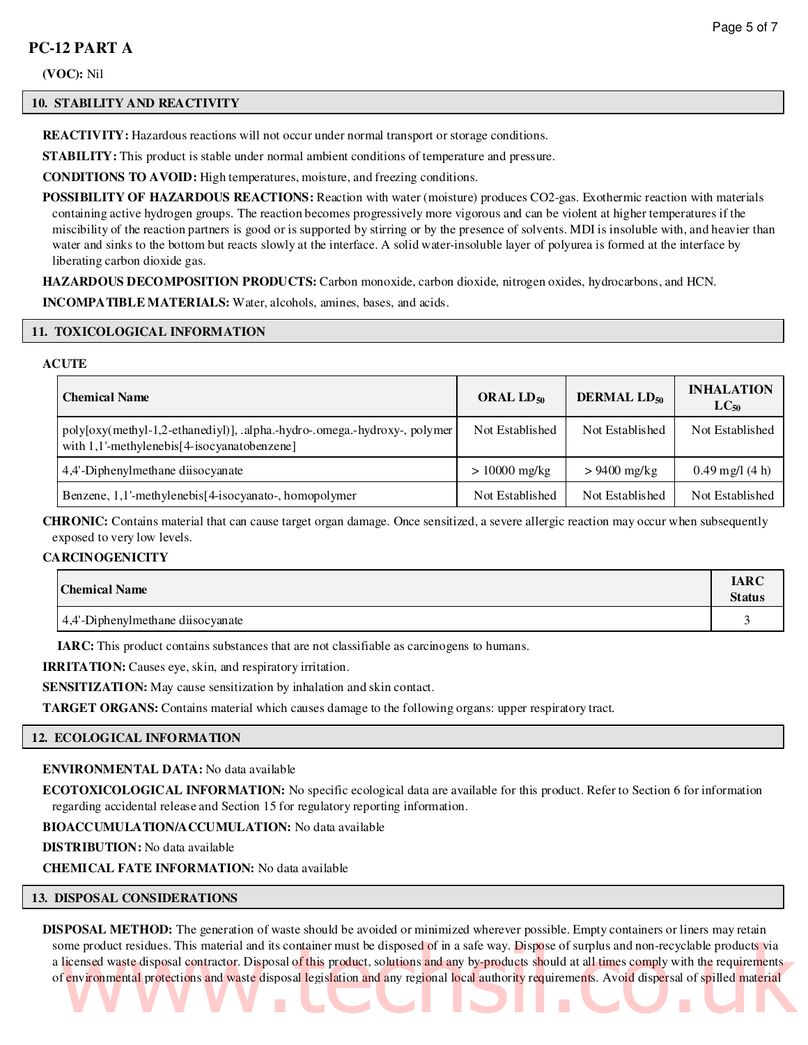**(VOC):** Nil

## 10. STABILITY AND REACTIVITY

**REACTIVITY:** Hazardous reactions will not occur under normal transport or storage conditions.

**STABILITY:** This product is stable under normal ambient conditions of temperature and pressure.

**CONDITIONS TO AVOID:** High temperatures, moisture, and freezing conditions.

**POSSIBILITY OF HAZARDOUS REACTIONS:** Reaction with water (moisture) produces CO2-gas. Exothermic reaction with materials containing active hydrogen groups. The reaction becomes progressively more vigorous and can be violent at higher temperatures if the miscibility of the reaction partners is good or is supported by stirring or by the presence of solvents. MDI is insoluble with, and heavier than water and sinks to the bottom but reacts slowly at the interface. A solid water-insoluble layer of polyurea is formed at the interface by liberating carbon dioxide gas.

**HAZARDOUS DECOMPOSITION PRODUCTS:** Carbon monoxide, carbon dioxide, nitrogen oxides, hydrocarbons, and HCN.

**INCOMPATIBLE MATERIALS:** Water, alcohols, amines, bases, and acids.

## 11. TOXICOLOGICAL INFORMATION

**ACUTE**

| Chemical Name | ORAL $LD_{50}$ | DERMAL $LD_{50}$ | INHALATION $LC_{50}$ |
|---|---|---|---|
| poly[oxy(methyl-1,2-ethanediyl)], .alpha.-hydro-.omega.-hydroxy-, polymer with 1,1'-methylenebis[4-isocyanatobenzene] | Not Established | Not Established | Not Established |
| 4,4'-Diphenylmethane diisocyanate | > 10000 mg/kg | > 9400 mg/kg | 0.49 mg/l (4 h) |
| Benzene, 1,1'-methylenebis[4-isocyanato-, homopolymer | Not Established | Not Established | Not Established |

**CHRONIC:** Contains material that can cause target organ damage. Once sensitized, a severe allergic reaction may occur when subsequently exposed to very low levels.

**CARCINOGENICITY**

| Chemical Name | IARC Status |
|---|---|
| 4,4'-Diphenylmethane diisocyanate | 3 |

**IARC:** This product contains substances that are not classifiable as carcinogens to humans.

**IRRITATION:** Causes eye, skin, and respiratory irritation.

**SENSITIZATION:** May cause sensitization by inhalation and skin contact.

**TARGET ORGANS:** Contains material which causes damage to the following organs: upper respiratory tract.

## 12. ECOLOGICAL INFORMATION

**ENVIRONMENTAL DATA:** No data available

**ECOTOXICOLOGICAL INFORMATION:** No specific ecological data are available for this product. Refer to Section 6 for information regarding accidental release and Section 15 for regulatory reporting information.

**BIOACCUMULATION/ACCUMULATION:** No data available

**DISTRIBUTION:** No data available

**CHEMICAL FATE INFORMATION:** No data available

## 13. DISPOSAL CONSIDERATIONS

**DISPOSAL METHOD:** The generation of waste should be avoided or minimized wherever possible. Empty containers or liners may retain some product residues. This material and its container must be disposed of in a safe way. Dispose of surplus and non-recyclable products via a licensed waste disposal contractor. Disposal of this product, solutions and any by-products should at all times comply with the requirements of environmental protections and waste disposal legislation and any regional local authority requirements. Avoid dispersal of spilled material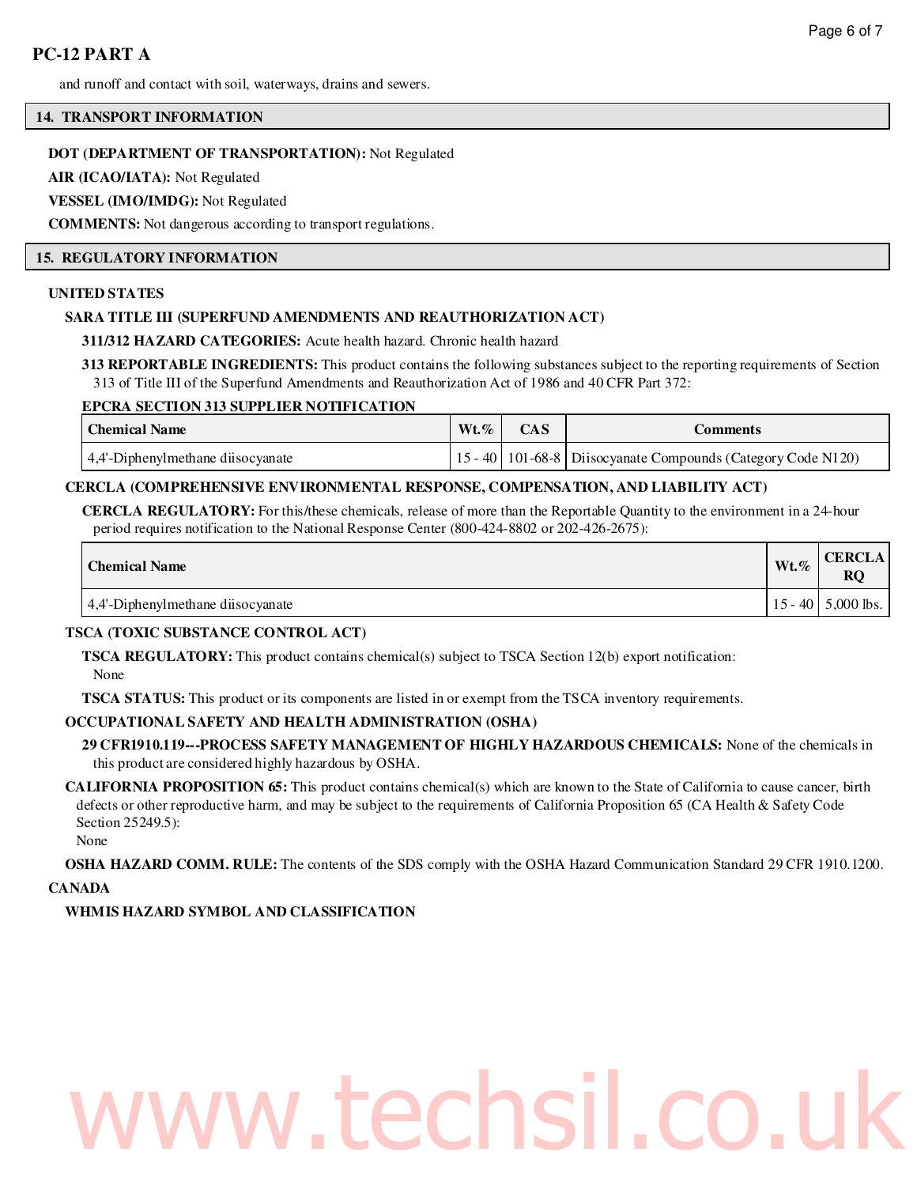and runoff and contact with soil, waterways, drains and sewers.

## 14. TRANSPORT INFORMATION

**DOT (DEPARTMENT OF TRANSPORTATION):** Not Regulated

**AIR (ICAO/IATA):** Not Regulated

**VESSEL (IMO/IMDG):** Not Regulated

**COMMENTS:** Not dangerous according to transport regulations.

## 15. REGULATORY INFORMATION

**UNITED STATES**

**SARA TITLE III (SUPERFUND AMENDMENTS AND REAUTHORIZATION ACT)**

**311/312 HAZARD CATEGORIES:** Acute health hazard. Chronic health hazard

**313 REPORTABLE INGREDIENTS:** This product contains the following substances subject to the reporting requirements of Section 313 of Title III of the Superfund Amendments and Reauthorization Act of 1986 and 40 CFR Part 372:

**EPCRA SECTION 313 SUPPLIER NOTIFICATION**

| Chemical Name | Wt.% | CAS | Comments |
|---|---|---|---|
| 4,4'-Diphenylmethane diisocyanate | 15 - 40 | 101-68-8 | Diisocyanate Compounds (Category Code N120) |

**CERCLA (COMPREHENSIVE ENVIRONMENTAL RESPONSE, COMPENSATION, AND LIABILITY ACT)**

**CERCLA REGULATORY:** For this/these chemicals, release of more than the Reportable Quantity to the environment in a 24-hour period requires notification to the National Response Center (800-424-8802 or 202-426-2675):

| Chemical Name | Wt.% | CERCLA RQ |
|---|---|---|
| 4,4'-Diphenylmethane diisocyanate | 15 - 40 | 5,000 lbs. |

**TSCA (TOXIC SUBSTANCE CONTROL ACT)**

**TSCA REGULATORY:** This product contains chemical(s) subject to TSCA Section 12(b) export notification:
None

**TSCA STATUS:** This product or its components are listed in or exempt from the TSCA inventory requirements.

**OCCUPATIONAL SAFETY AND HEALTH ADMINISTRATION (OSHA)**

**29 CFR1910.119---PROCESS SAFETY MANAGEMENT OF HIGHLY HAZARDOUS CHEMICALS:** None of the chemicals in this product are considered highly hazardous by OSHA.

**CALIFORNIA PROPOSITION 65:** This product contains chemical(s) which are known to the State of California to cause cancer, birth defects or other reproductive harm, and may be subject to the requirements of California Proposition 65 (CA Health & Safety Code Section 25249.5):
None

**OSHA HAZARD COMM. RULE:** The contents of the SDS comply with the OSHA Hazard Communication Standard 29 CFR 1910.1200.

**CANADA**

**WHMIS HAZARD SYMBOL AND CLASSIFICATION**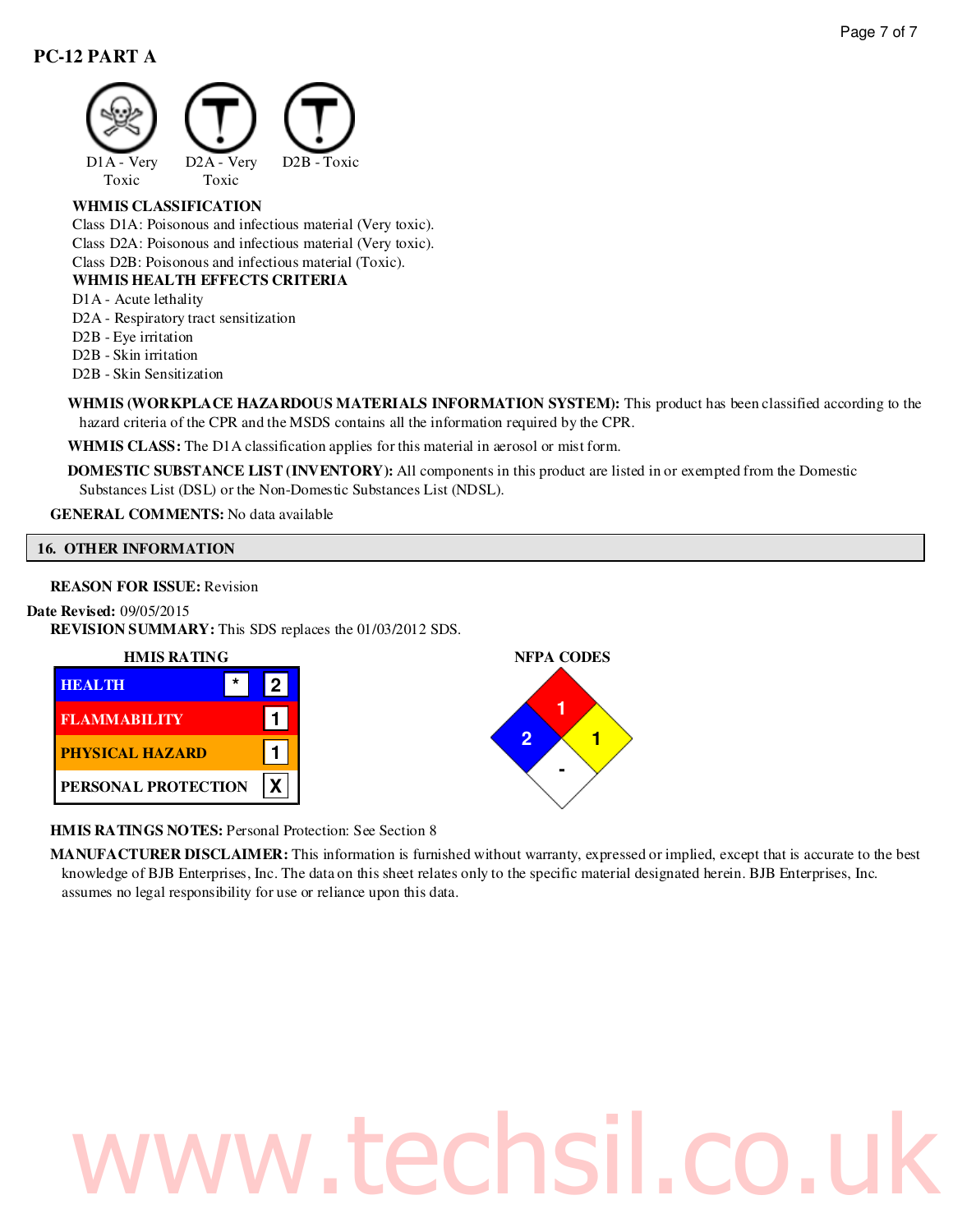## PC-12 PART A

D1A - Very Toxic | D2A - Very Toxic | D2B - Toxic

**WHMIS CLASSIFICATION**
Class D1A: Poisonous and infectious material (Very toxic).
Class D2A: Poisonous and infectious material (Very toxic).
Class D2B: Poisonous and infectious material (Toxic).

**WHMIS HEALTH EFFECTS CRITERIA**
D1A - Acute lethality
D2A - Respiratory tract sensitization
D2B - Eye irritation
D2B - Skin irritation
D2B - Skin Sensitization

**WHMIS (WORKPLACE HAZARDOUS MATERIALS INFORMATION SYSTEM):** This product has been classified according to the hazard criteria of the CPR and the MSDS contains all the information required by the CPR.

**WHMIS CLASS:** The D1A classification applies for this material in aerosol or mist form.

**DOMESTIC SUBSTANCE LIST (INVENTORY):** All components in this product are listed in or exempted from the Domestic Substances List (DSL) or the Non-Domestic Substances List (NDSL).

**GENERAL COMMENTS:** No data available

## 16. OTHER INFORMATION

**REASON FOR ISSUE:** Revision

**Date Revised:** 09/05/2015

**REVISION SUMMARY:** This SDS replaces the 01/03/2012 SDS.

**HMIS RATING**

| | | |
|---|---|---|
| HEALTH | * | 2 |
| FLAMMABILITY | | 1 |
| PHYSICAL HAZARD | | 1 |
| PERSONAL PROTECTION | | X |

**NFPA CODES**

| | |
|---|---|
| Flammability (red) | 1 |
| Health (blue) | 2 |
| Instability (yellow) | 1 |
| Special (white) | - |

**HMIS RATINGS NOTES:** Personal Protection: See Section 8

**MANUFACTURER DISCLAIMER:** This information is furnished without warranty, expressed or implied, except that is accurate to the best knowledge of BJB Enterprises, Inc. The data on this sheet relates only to the specific material designated herein. BJB Enterprises, Inc. assumes no legal responsibility for use or reliance upon this data.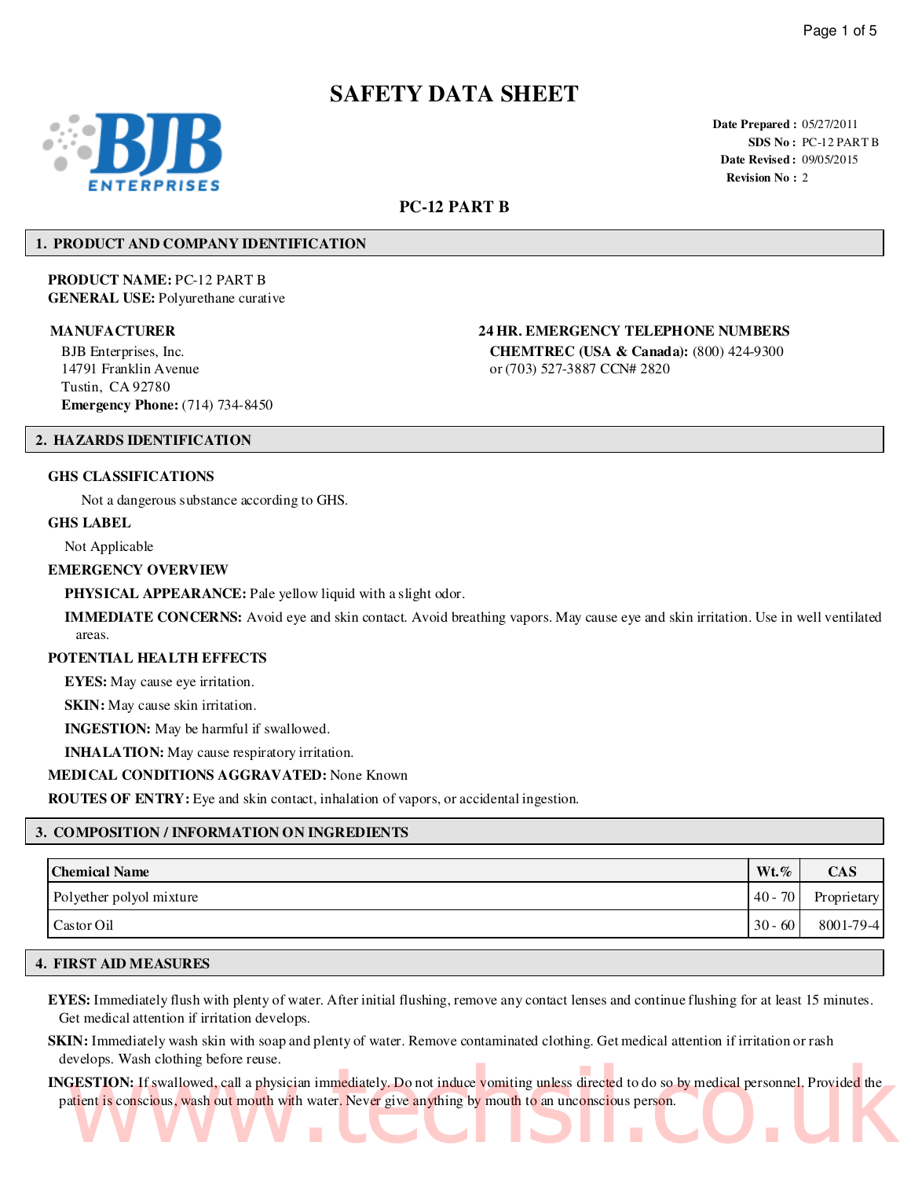# SAFETY DATA SHEET

**BJB ENTERPRISES**

**Date Prepared :** 05/27/2011
**SDS No :** PC-12 PART B
**Date Revised :** 09/05/2015
**Revision No :** 2

## PC-12 PART B

## 1. PRODUCT AND COMPANY IDENTIFICATION

**PRODUCT NAME:** PC-12 PART B
**GENERAL USE:** Polyurethane curative

**MANUFACTURER**

BJB Enterprises, Inc.
14791 Franklin Avenue
Tustin, CA 92780
**Emergency Phone:** (714) 734-8450

**24 HR. EMERGENCY TELEPHONE NUMBERS**

**CHEMTREC (USA & Canada):** (800) 424-9300
or (703) 527-3887 CCN# 2820

## 2. HAZARDS IDENTIFICATION

**GHS CLASSIFICATIONS**

Not a dangerous substance according to GHS.

**GHS LABEL**

Not Applicable

**EMERGENCY OVERVIEW**

**PHYSICAL APPEARANCE:** Pale yellow liquid with a slight odor.

**IMMEDIATE CONCERNS:** Avoid eye and skin contact. Avoid breathing vapors. May cause eye and skin irritation. Use in well ventilated areas.

**POTENTIAL HEALTH EFFECTS**

**EYES:** May cause eye irritation.

**SKIN:** May cause skin irritation.

**INGESTION:** May be harmful if swallowed.

**INHALATION:** May cause respiratory irritation.

**MEDICAL CONDITIONS AGGRAVATED:** None Known

**ROUTES OF ENTRY:** Eye and skin contact, inhalation of vapors, or accidental ingestion.

## 3. COMPOSITION / INFORMATION ON INGREDIENTS

| Chemical Name | Wt.% | CAS |
|---|---|---|
| Polyether polyol mixture | 40 - 70 | Proprietary |
| Castor Oil | 30 - 60 | 8001-79-4 |

## 4. FIRST AID MEASURES

**EYES:** Immediately flush with plenty of water. After initial flushing, remove any contact lenses and continue flushing for at least 15 minutes. Get medical attention if irritation develops.

**SKIN:** Immediately wash skin with soap and plenty of water. Remove contaminated clothing. Get medical attention if irritation or rash develops. Wash clothing before reuse.

**INGESTION:** If swallowed, call a physician immediately. Do not induce vomiting unless directed to do so by medical personnel. Provided the patient is conscious, wash out mouth with water. Never give anything by mouth to an unconscious person.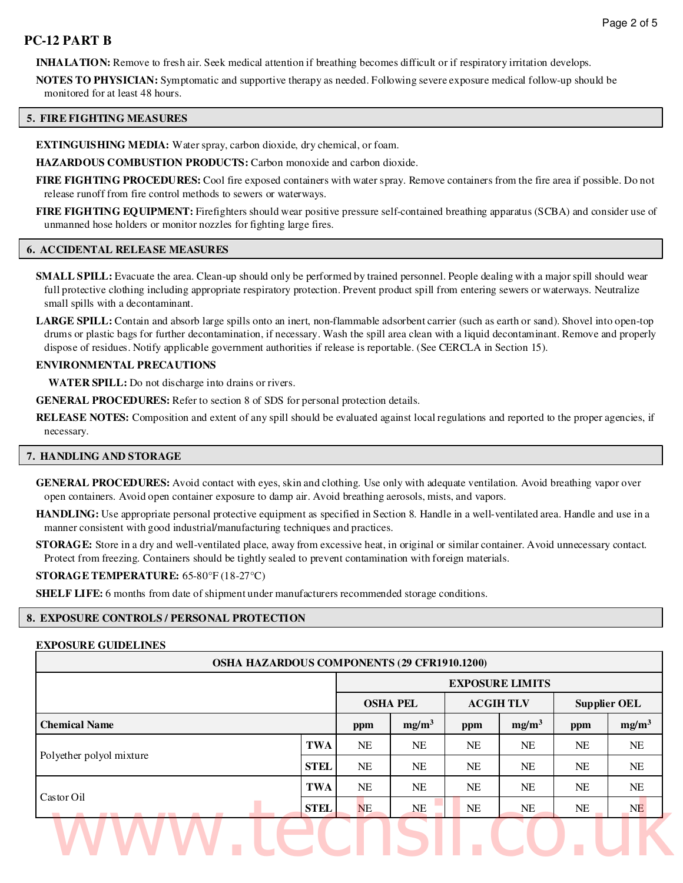## PC-12 PART B

**INHALATION:** Remove to fresh air. Seek medical attention if breathing becomes difficult or if respiratory irritation develops.

**NOTES TO PHYSICIAN:** Symptomatic and supportive therapy as needed. Following severe exposure medical follow-up should be monitored for at least 48 hours.

## 5. FIRE FIGHTING MEASURES

**EXTINGUISHING MEDIA:** Water spray, carbon dioxide, dry chemical, or foam.

**HAZARDOUS COMBUSTION PRODUCTS:** Carbon monoxide and carbon dioxide.

**FIRE FIGHTING PROCEDURES:** Cool fire exposed containers with water spray. Remove containers from the fire area if possible. Do not release runoff from fire control methods to sewers or waterways.

**FIRE FIGHTING EQUIPMENT:** Firefighters should wear positive pressure self-contained breathing apparatus (SCBA) and consider use of unmanned hose holders or monitor nozzles for fighting large fires.

## 6. ACCIDENTAL RELEASE MEASURES

**SMALL SPILL:** Evacuate the area. Clean-up should only be performed by trained personnel. People dealing with a major spill should wear full protective clothing including appropriate respiratory protection. Prevent product spill from entering sewers or waterways. Neutralize small spills with a decontaminant.

**LARGE SPILL:** Contain and absorb large spills onto an inert, non-flammable adsorbent carrier (such as earth or sand). Shovel into open-top drums or plastic bags for further decontamination, if necessary. Wash the spill area clean with a liquid decontaminant. Remove and properly dispose of residues. Notify applicable government authorities if release is reportable. (See CERCLA in Section 15).

**ENVIRONMENTAL PRECAUTIONS**

**WATER SPILL:** Do not discharge into drains or rivers.

**GENERAL PROCEDURES:** Refer to section 8 of SDS for personal protection details.

**RELEASE NOTES:** Composition and extent of any spill should be evaluated against local regulations and reported to the proper agencies, if necessary.

## 7. HANDLING AND STORAGE

**GENERAL PROCEDURES:** Avoid contact with eyes, skin and clothing. Use only with adequate ventilation. Avoid breathing vapor over open containers. Avoid open container exposure to damp air. Avoid breathing aerosols, mists, and vapors.

**HANDLING:** Use appropriate personal protective equipment as specified in Section 8. Handle in a well-ventilated area. Handle and use in a manner consistent with good industrial/manufacturing techniques and practices.

**STORAGE:** Store in a dry and well-ventilated place, away from excessive heat, in original or similar container. Avoid unnecessary contact. Protect from freezing. Containers should be tightly sealed to prevent contamination with foreign materials.

**STORAGE TEMPERATURE:** 65-80°F (18-27°C)

**SHELF LIFE:** 6 months from date of shipment under manufacturers recommended storage conditions.

## 8. EXPOSURE CONTROLS / PERSONAL PROTECTION

**EXPOSURE GUIDELINES**

| OSHA HAZARDOUS COMPONENTS (29 CFR1910.1200) | | | | | | | |
|---|---|---|---|---|---|---|---|
| | | EXPOSURE LIMITS | | | | | |
| | | OSHA PEL | | ACGIH TLV | | Supplier OEL | |
| Chemical Name | | ppm | $mg/m^3$ | ppm | $mg/m^3$ | ppm | $mg/m^3$ |
| Polyether polyol mixture | TWA | NE | NE | NE | NE | NE | NE |
| | STEL | NE | NE | NE | NE | NE | NE |
| Castor Oil | TWA | NE | NE | NE | NE | NE | NE |
| | STEL | NE | NE | NE | NE | NE | NE |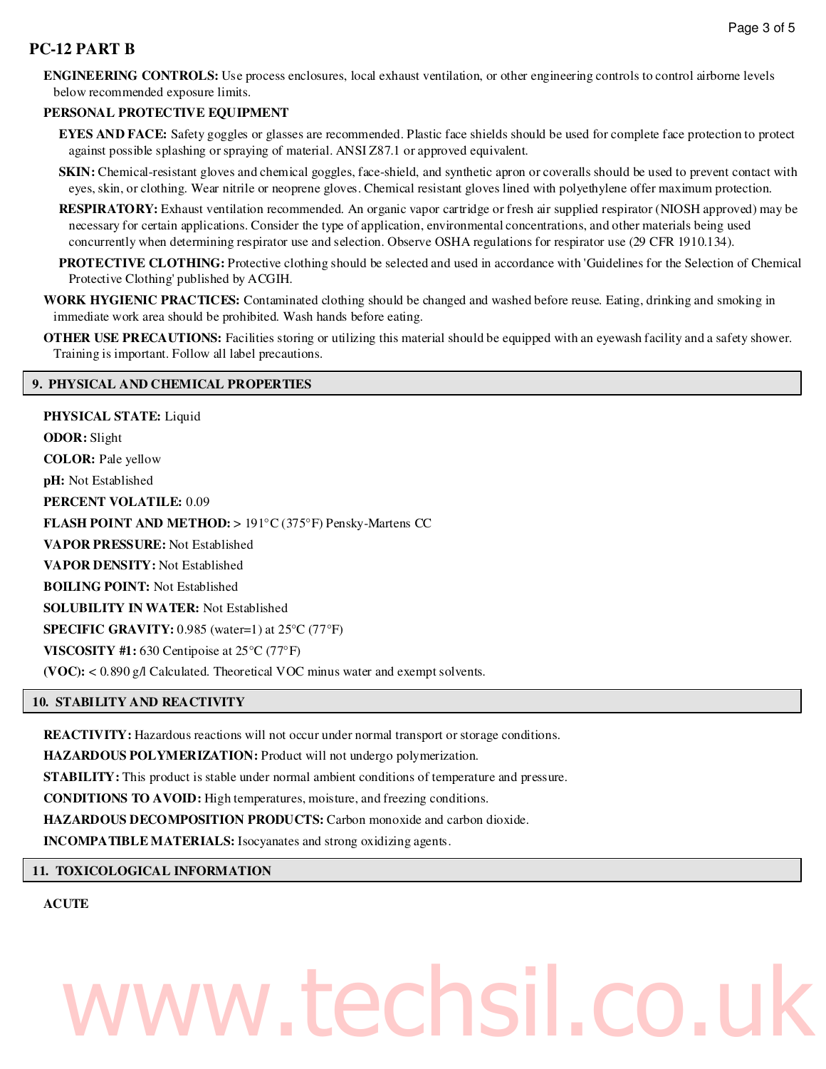## PC-12 PART B

**ENGINEERING CONTROLS:** Use process enclosures, local exhaust ventilation, or other engineering controls to control airborne levels below recommended exposure limits.

**PERSONAL PROTECTIVE EQUIPMENT**

**EYES AND FACE:** Safety goggles or glasses are recommended. Plastic face shields should be used for complete face protection to protect against possible splashing or spraying of material. ANSI Z87.1 or approved equivalent.

**SKIN:** Chemical-resistant gloves and chemical goggles, face-shield, and synthetic apron or coveralls should be used to prevent contact with eyes, skin, or clothing. Wear nitrile or neoprene gloves. Chemical resistant gloves lined with polyethylene offer maximum protection.

**RESPIRATORY:** Exhaust ventilation recommended. An organic vapor cartridge or fresh air supplied respirator (NIOSH approved) may be necessary for certain applications. Consider the type of application, environmental concentrations, and other materials being used concurrently when determining respirator use and selection. Observe OSHA regulations for respirator use (29 CFR 1910.134).

**PROTECTIVE CLOTHING:** Protective clothing should be selected and used in accordance with 'Guidelines for the Selection of Chemical Protective Clothing' published by ACGIH.

**WORK HYGIENIC PRACTICES:** Contaminated clothing should be changed and washed before reuse. Eating, drinking and smoking in immediate work area should be prohibited. Wash hands before eating.

**OTHER USE PRECAUTIONS:** Facilities storing or utilizing this material should be equipped with an eyewash facility and a safety shower. Training is important. Follow all label precautions.

## 9. PHYSICAL AND CHEMICAL PROPERTIES

**PHYSICAL STATE:** Liquid

**ODOR:** Slight

**COLOR:** Pale yellow

**pH:** Not Established

**PERCENT VOLATILE:** 0.09

**FLASH POINT AND METHOD:** > 191°C (375°F) Pensky-Martens CC

**VAPOR PRESSURE:** Not Established

**VAPOR DENSITY:** Not Established

**BOILING POINT:** Not Established

**SOLUBILITY IN WATER:** Not Established

**SPECIFIC GRAVITY:** 0.985 (water=1) at 25°C (77°F)

**VISCOSITY #1:** 630 Centipoise at 25°C (77°F)

**(VOC):** < 0.890 g/l Calculated. Theoretical VOC minus water and exempt solvents.

## 10. STABILITY AND REACTIVITY

**REACTIVITY:** Hazardous reactions will not occur under normal transport or storage conditions.

**HAZARDOUS POLYMERIZATION:** Product will not undergo polymerization.

**STABILITY:** This product is stable under normal ambient conditions of temperature and pressure.

**CONDITIONS TO AVOID:** High temperatures, moisture, and freezing conditions.

**HAZARDOUS DECOMPOSITION PRODUCTS:** Carbon monoxide and carbon dioxide.

**INCOMPATIBLE MATERIALS:** Isocyanates and strong oxidizing agents.

## 11. TOXICOLOGICAL INFORMATION

**ACUTE**

www.techsil.co.uk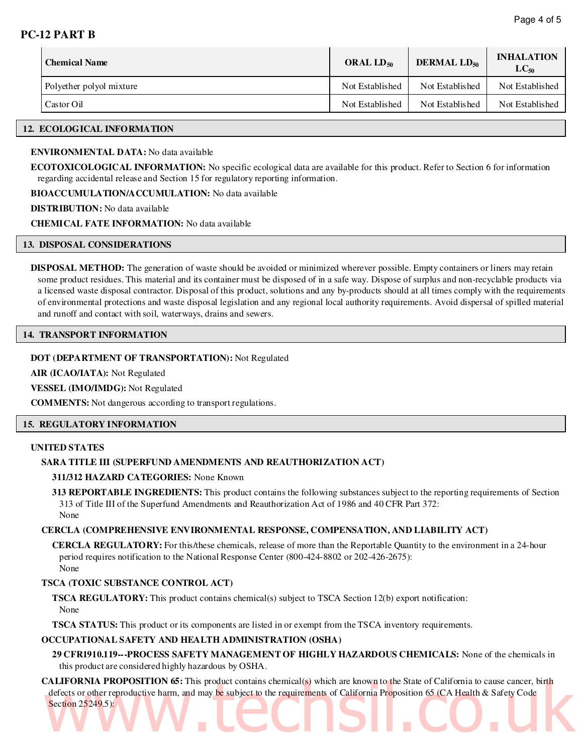| Chemical Name | ORAL $LD_{50}$ | DERMAL $LD_{50}$ | INHALATION $LC_{50}$ |
|---|---|---|---|
| Polyether polyol mixture | Not Established | Not Established | Not Established |
| Castor Oil | Not Established | Not Established | Not Established |

## 12. ECOLOGICAL INFORMATION

**ENVIRONMENTAL DATA:** No data available

**ECOTOXICOLOGICAL INFORMATION:** No specific ecological data are available for this product. Refer to Section 6 for information regarding accidental release and Section 15 for regulatory reporting information.

**BIOACCUMULATION/ACCUMULATION:** No data available

**DISTRIBUTION:** No data available

**CHEMICAL FATE INFORMATION:** No data available

## 13. DISPOSAL CONSIDERATIONS

**DISPOSAL METHOD:** The generation of waste should be avoided or minimized wherever possible. Empty containers or liners may retain some product residues. This material and its container must be disposed of in a safe way. Dispose of surplus and non-recyclable products via a licensed waste disposal contractor. Disposal of this product, solutions and any by-products should at all times comply with the requirements of environmental protections and waste disposal legislation and any regional local authority requirements. Avoid dispersal of spilled material and runoff and contact with soil, waterways, drains and sewers.

## 14. TRANSPORT INFORMATION

**DOT (DEPARTMENT OF TRANSPORTATION):** Not Regulated

**AIR (ICAO/IATA):** Not Regulated

**VESSEL (IMO/IMDG):** Not Regulated

**COMMENTS:** Not dangerous according to transport regulations.

## 15. REGULATORY INFORMATION

**UNITED STATES**

**SARA TITLE III (SUPERFUND AMENDMENTS AND REAUTHORIZATION ACT)**

**311/312 HAZARD CATEGORIES:** None Known

**313 REPORTABLE INGREDIENTS:** This product contains the following substances subject to the reporting requirements of Section 313 of Title III of the Superfund Amendments and Reauthorization Act of 1986 and 40 CFR Part 372:
None

**CERCLA (COMPREHENSIVE ENVIRONMENTAL RESPONSE, COMPENSATION, AND LIABILITY ACT)**

**CERCLA REGULATORY:** For this/these chemicals, release of more than the Reportable Quantity to the environment in a 24-hour period requires notification to the National Response Center (800-424-8802 or 202-426-2675):
None

**TSCA (TOXIC SUBSTANCE CONTROL ACT)**

**TSCA REGULATORY:** This product contains chemical(s) subject to TSCA Section 12(b) export notification:
None

**TSCA STATUS:** This product or its components are listed in or exempt from the TSCA inventory requirements.

**OCCUPATIONAL SAFETY AND HEALTH ADMINISTRATION (OSHA)**

**29 CFR1910.119---PROCESS SAFETY MANAGEMENT OF HIGHLY HAZARDOUS CHEMICALS:** None of the chemicals in this product are considered highly hazardous by OSHA.

**CALIFORNIA PROPOSITION 65:** This product contains chemical(s) which are known to the State of California to cause cancer, birth defects or other reproductive harm, and may be subject to the requirements of California Proposition 65 (CA Health & Safety Code Section 25249.5):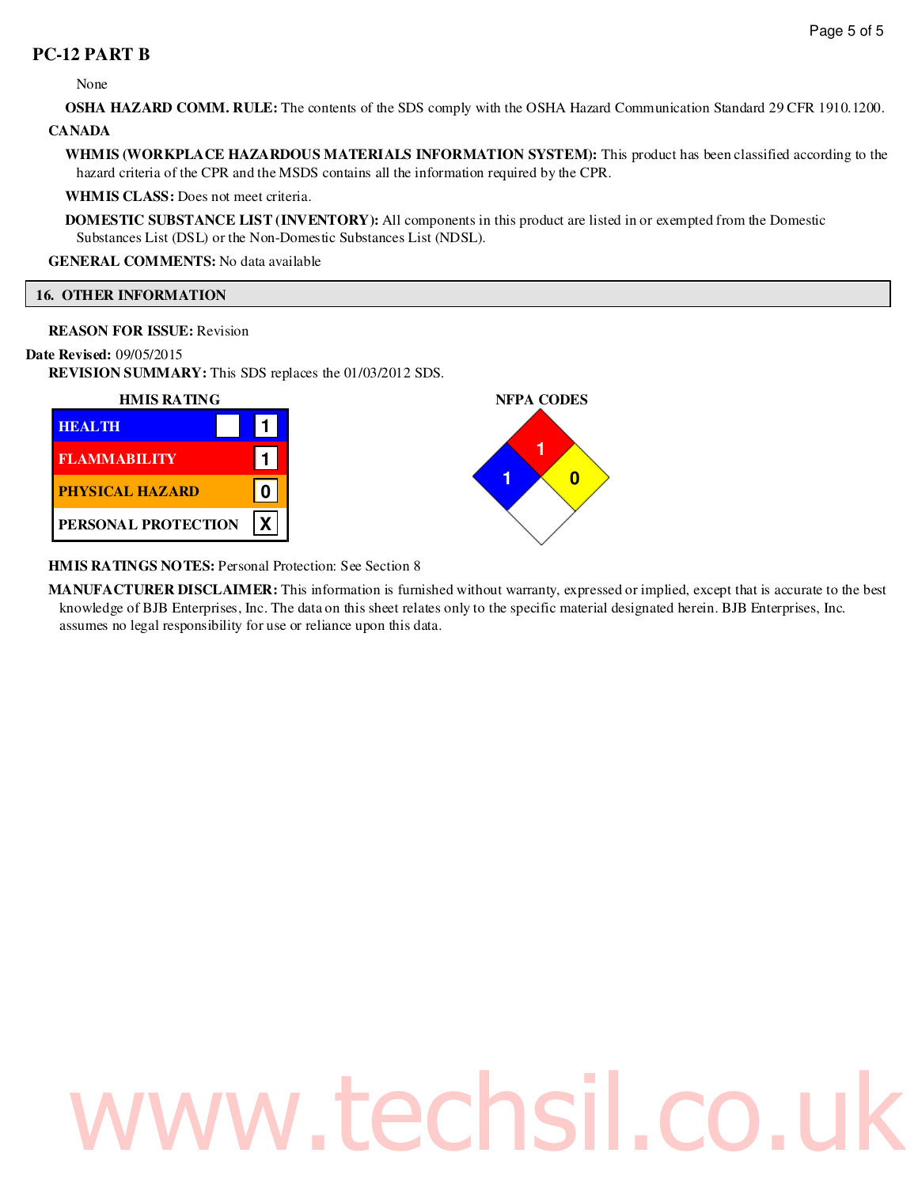None

**OSHA HAZARD COMM. RULE:** The contents of the SDS comply with the OSHA Hazard Communication Standard 29 CFR 1910.1200.

**CANADA**

**WHMIS (WORKPLACE HAZARDOUS MATERIALS INFORMATION SYSTEM):** This product has been classified according to the hazard criteria of the CPR and the MSDS contains all the information required by the CPR.

**WHMIS CLASS:** Does not meet criteria.

**DOMESTIC SUBSTANCE LIST (INVENTORY):** All components in this product are listed in or exempted from the Domestic Substances List (DSL) or the Non-Domestic Substances List (NDSL).

**GENERAL COMMENTS:** No data available

## 16. OTHER INFORMATION

**REASON FOR ISSUE:** Revision

**Date Revised:** 09/05/2015

**REVISION SUMMARY:** This SDS replaces the 01/03/2012 SDS.

**HMIS RATING**

| | | |
|---|---|---|
| HEALTH | | 1 |
| FLAMMABILITY | | 1 |
| PHYSICAL HAZARD | | 0 |
| PERSONAL PROTECTION | | X |

**NFPA CODES**

1

1

0

**HMIS RATINGS NOTES:** Personal Protection: See Section 8

**MANUFACTURER DISCLAIMER:** This information is furnished without warranty, expressed or implied, except that is accurate to the best knowledge of BJB Enterprises, Inc. The data on this sheet relates only to the specific material designated herein. BJB Enterprises, Inc. assumes no legal responsibility for use or reliance upon this data.